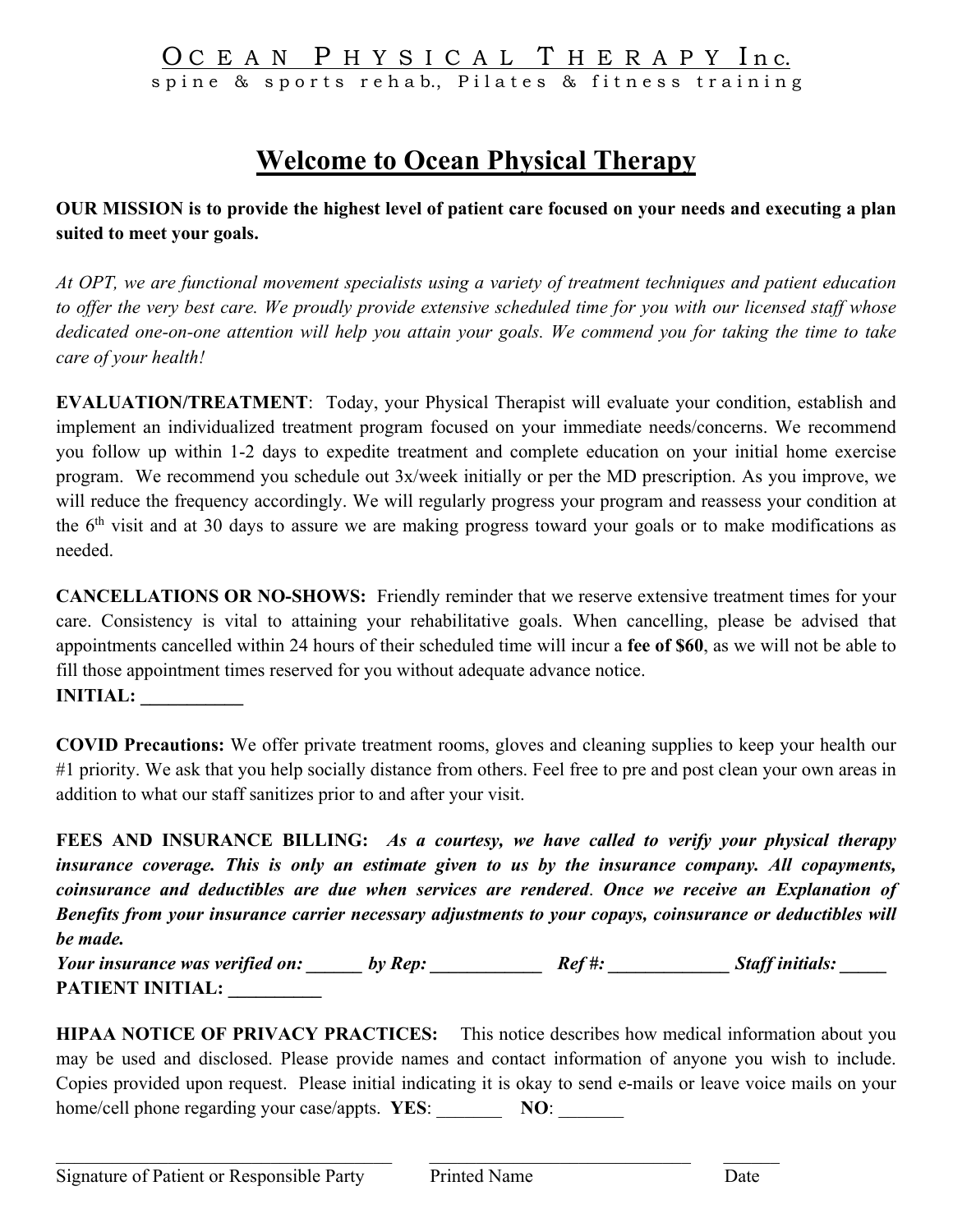# Ocean Physical Therapy Inc.

spine & sports rehab., Pilates & fitness training

## Welcome to Ocean Physical Therapy

**OUR MISSION is to provide the highest level of patient care focused on your needs and executing a plan suited to meet your goals.**

*At OPT, we are functional movement specialists using a variety of treatment techniques and patient education to offer the very best care. We proudly provide extensive scheduled time for you with our licensed staff whose dedicated one-on-one attention will help you attain your goals. We commend you for taking the time to take care of your health!*

**EVALUATION/TREATMENT**: Today, your Physical Therapist will evaluate your condition, establish and implement an individualized treatment program focused on your immediate needs/concerns. We recommend you follow up within 1-2 days to expedite treatment and complete education on your initial home exercise program. We recommend you schedule out 3x/week initially or per the MD prescription. As you improve, we will reduce the frequency accordingly. We will regularly progress your program and reassess your condition at the 6th visit and at 30 days to assure we are making progress toward your goals or to make modifications as needed.

**CANCELLATIONS OR NO-SHOWS:** Friendly reminder that we reserve extensive treatment times for your care. Consistency is vital to attaining your rehabilitative goals. When cancelling, please be advised that appointments cancelled within 24 hours of their scheduled time will incur a **fee of $60**, as we will not be able to fill those appointment times reserved for you without adequate advance notice.
**INITIAL: ___________**

**COVID Precautions:** We offer private treatment rooms, gloves and cleaning supplies to keep your health our #1 priority. We ask that you help socially distance from others. Feel free to pre and post clean your own areas in addition to what our staff sanitizes prior to and after your visit.

**FEES AND INSURANCE BILLING:** ***As a courtesy, we have called to verify your physical therapy insurance coverage. This is only an estimate given to us by the insurance company. All copayments, coinsurance and deductibles are due when services are rendered. Once we receive an Explanation of Benefits from your insurance carrier necessary adjustments to your copays, coinsurance or deductibles will be made.***
***Your insurance was verified on: ______ by Rep: ____________ Ref #: _____________ Staff initials: _____***
**PATIENT INITIAL: __________**

**HIPAA NOTICE OF PRIVACY PRACTICES:** This notice describes how medical information about you may be used and disclosed. Please provide names and contact information of anyone you wish to include. Copies provided upon request. Please initial indicating it is okay to send e-mails or leave voice mails on your home/cell phone regarding your case/appts. **YES**: _______ **NO**: _______

_____________________________________ _____________________________ _______
Signature of Patient or Responsible Party Printed Name Date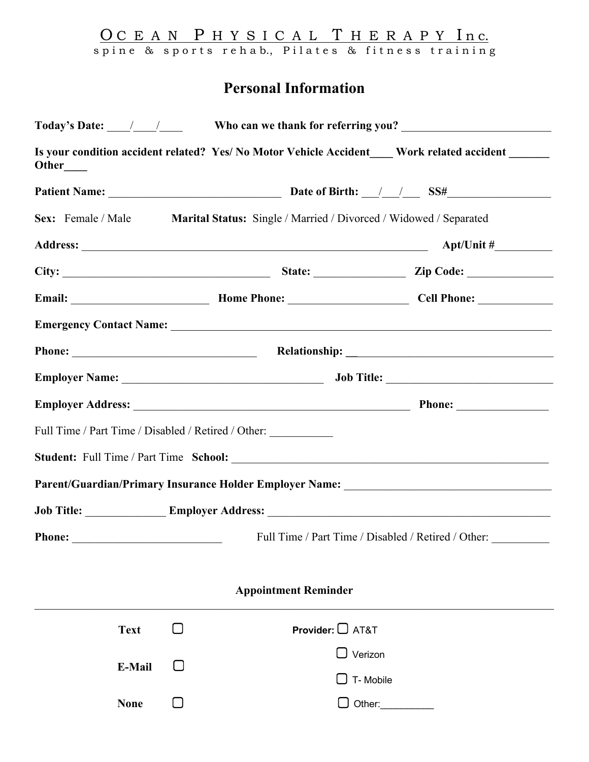Ocean Physical Therapy Inc.
spine & sports rehab., Pilates & fitness training

# Personal Information

**Today's Date:** ____/____/____ **Who can we thank for referring you?** __________________________

**Is your condition accident related? Yes/ No Motor Vehicle Accident____ Work related accident _______ Other____**

**Patient Name:** ______________________________ **Date of Birth:** ___/___/___ **SS#**__________________

**Sex:** Female / Male **Marital Status:** Single / Married / Divorced / Widowed / Separated

**Address:** ____________________________________________________________ **Apt/Unit #**__________

**City:** ____________________________________ **State:** ________________ **Zip Code:** _______________

**Email:** ________________________ **Home Phone:** _____________________ **Cell Phone:** _____________

**Emergency Contact Name:** ___________________________________________________________________

**Phone:** ________________________________ **Relationship:** __ ____________________________________

**Employer Name:** ___________________________________ **Job Title:** ______________________________

**Employer Address:** _________________________________________________ **Phone:** ________________

Full Time / Part Time / Disabled / Retired / Other: ___________

**Student:** Full Time / Part Time **School:** ________________________________________________________

**Parent/Guardian/Primary Insurance Holder Employer Name:** ____________________________________

**Job Title:** ______________ **Employer Address:** _________________________________________________

**Phone:** __________________________ Full Time / Part Time / Disabled / Retired / Other: __________

**Appointment Reminder**

---

**Text** ☐ **Provider:** ☐ AT&T

☐ Verizon

**E-Mail** ☐

☐ T- Mobile

**None** ☐ ☐ Other:__________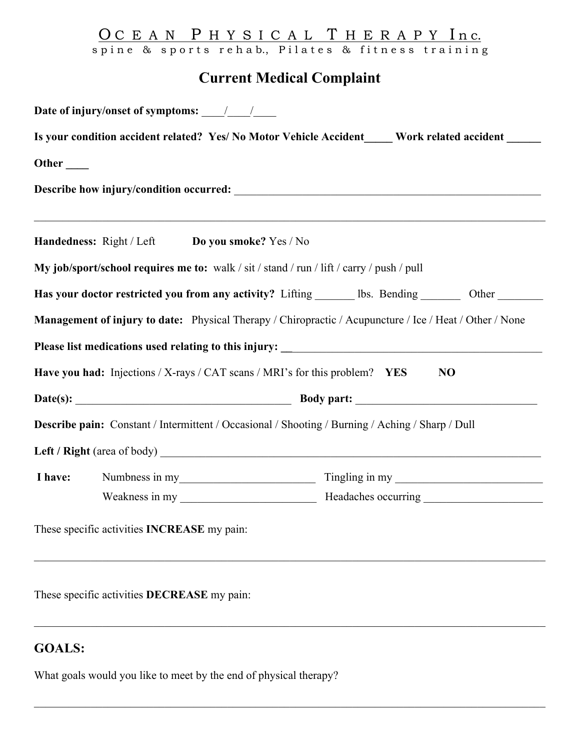OCEAN PHYSICAL THERAPY Inc.

spine & sports rehab., Pilates & fitness training

# Current Medical Complaint

**Date of injury/onset of symptoms:** ____/____/____

**Is your condition accident related? Yes/ No Motor Vehicle Accident_____ Work related accident ______**

**Other ____**

**Describe how injury/condition occurred:** ____________________________________________________________

______________________________________________________________________________________________

**Handedness:** Right / Left **Do you smoke?** Yes / No

**My job/sport/school requires me to:** walk / sit / stand / run / lift / carry / push / pull

**Has your doctor restricted you from any activity?** Lifting _______ lbs. Bending _______ Other ________

**Management of injury to date:** Physical Therapy / Chiropractic / Acupuncture / Ice / Heat / Other / None

**Please list medications used relating to this injury:** ________________________________________________

**Have you had:** Injections / X-rays / CAT scans / MRI's for this problem? **YES** **NO**

**Date(s):** _________________________________________ **Body part:** _________________________________

**Describe pain:** Constant / Intermittent / Occasional / Shooting / Burning / Aching / Sharp / Dull

**Left / Right** (area of body) __________________________________________________________________________

**I have:** Numbness in my________________________ Tingling in my __________________________

Weakness in my ________________________ Headaches occurring _____________________

These specific activities **INCREASE** my pain:

______________________________________________________________________________________________

These specific activities **DECREASE** my pain:

______________________________________________________________________________________________

## GOALS:

What goals would you like to meet by the end of physical therapy?

______________________________________________________________________________________________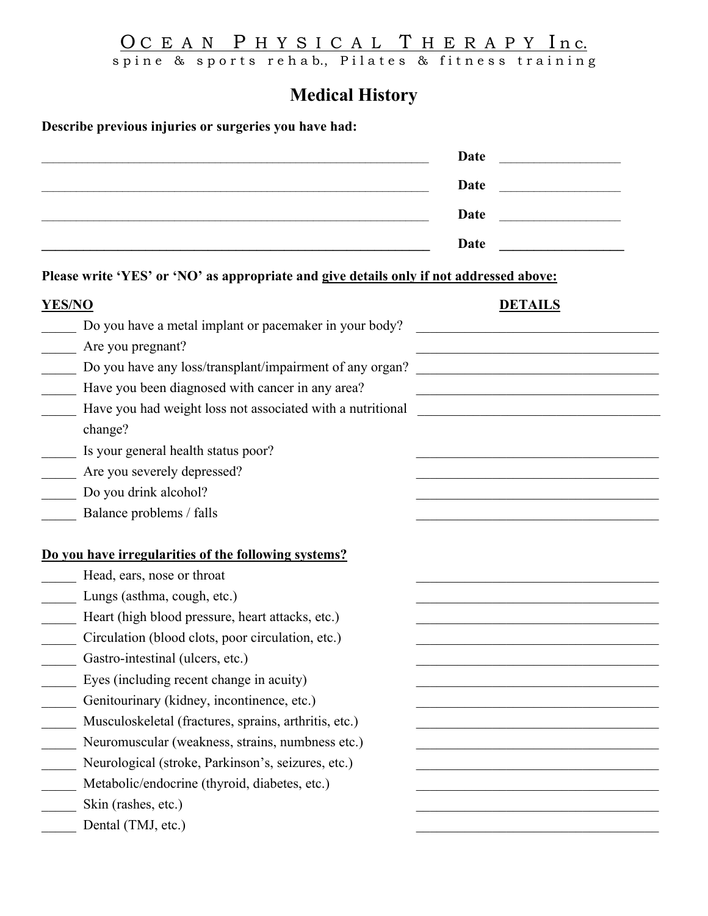# O C E A N  P H Y S I C A L  T H E R A P Y  Inc.

s p i n e  &  s p o r t s  r e h a b.,  P i l a t e s  &  f i t n e s s  t r a i n i n g

## Medical History

**Describe previous injuries or surgeries you have had:**

_______________________________________________ **Date** _______________

_______________________________________________ **Date** _______________

_______________________________________________ **Date** _______________

_______________________________________________ **Date** _______________

**Please write 'YES' or 'NO' as appropriate and <u>give details only if not addressed above:</u>**

| **<u>YES/NO</u>** | | **<u>DETAILS</u>** |
|---|---|---|
| _____ | Do you have a metal implant or pacemaker in your body? | ______________________ |
| _____ | Are you pregnant? | ______________________ |
| _____ | Do you have any loss/transplant/impairment of any organ? | ______________________ |
| _____ | Have you been diagnosed with cancer in any area? | ______________________ |
| _____ | Have you had weight loss not associated with a nutritional change? | ______________________ |
| _____ | Is your general health status poor? | ______________________ |
| _____ | Are you severely depressed? | ______________________ |
| _____ | Do you drink alcohol? | ______________________ |
| _____ | Balance problems / falls | ______________________ |

**<u>Do you have irregularities of the following systems?</u>**

| | | |
|---|---|---|
| _____ | Head, ears, nose or throat | ______________________ |
| _____ | Lungs (asthma, cough, etc.) | ______________________ |
| _____ | Heart (high blood pressure, heart attacks, etc.) | ______________________ |
| _____ | Circulation (blood clots, poor circulation, etc.) | ______________________ |
| _____ | Gastro-intestinal (ulcers, etc.) | ______________________ |
| _____ | Eyes (including recent change in acuity) | ______________________ |
| _____ | Genitourinary (kidney, incontinence, etc.) | ______________________ |
| _____ | Musculoskeletal (fractures, sprains, arthritis, etc.) | ______________________ |
| _____ | Neuromuscular (weakness, strains, numbness etc.) | ______________________ |
| _____ | Neurological (stroke, Parkinson's, seizures, etc.) | ______________________ |
| _____ | Metabolic/endocrine (thyroid, diabetes, etc.) | ______________________ |
| _____ | Skin (rashes, etc.) | ______________________ |
| _____ | Dental (TMJ, etc.) | ______________________ |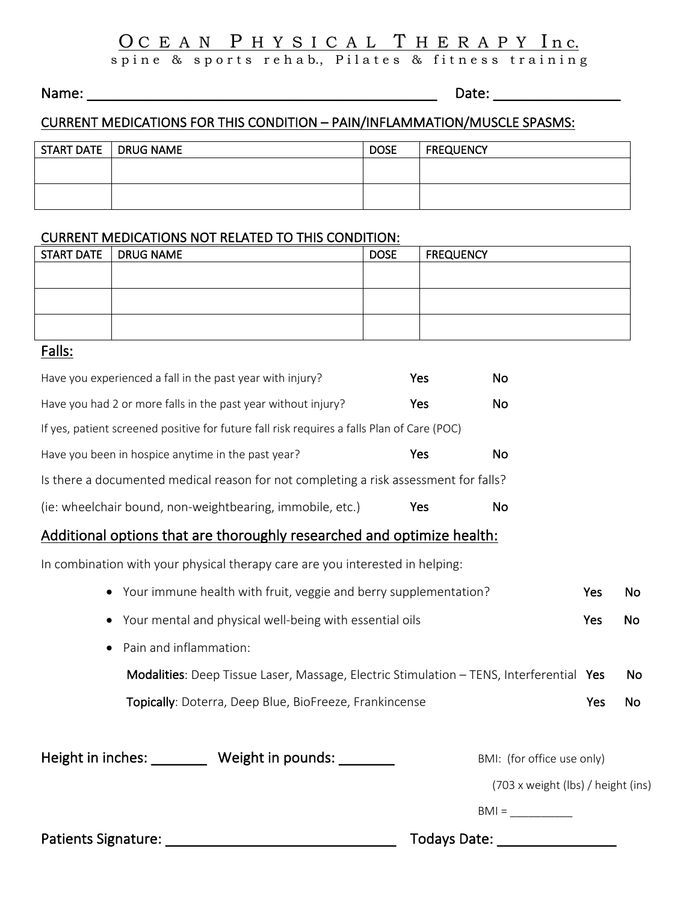# OCEAN PHYSICAL THERAPY Inc.

spine & sports rehab., Pilates & fitness training

Name: ________________________________________________ Date: ________________

## CURRENT MEDICATIONS FOR THIS CONDITION – PAIN/INFLAMMATION/MUSCLE SPASMS:

| START DATE | DRUG NAME | DOSE | FREQUENCY |
| --- | --- | --- | --- |
| | | | |
| | | | |

## CURRENT MEDICATIONS NOT RELATED TO THIS CONDITION:

| START DATE | DRUG NAME | DOSE | FREQUENCY |
| --- | --- | --- | --- |
| | | | |
| | | | |
| | | | |

## Falls:

Have you experienced a fall in the past year with injury? **Yes** **No**

Have you had 2 or more falls in the past year without injury? **Yes** **No**

If yes, patient screened positive for future fall risk requires a falls Plan of Care (POC)

Have you been in hospice anytime in the past year? **Yes** **No**

Is there a documented medical reason for not completing a risk assessment for falls?

(ie: wheelchair bound, non-weightbearing, immobile, etc.) **Yes** **No**

## Additional options that are thoroughly researched and optimize health:

In combination with your physical therapy care are you interested in helping:

- Your immune health with fruit, veggie and berry supplementation? **Yes** **No**
- Your mental and physical well-being with essential oils **Yes** **No**
- Pain and inflammation:

  **Modalities**: Deep Tissue Laser, Massage, Electric Stimulation – TENS, Interferential **Yes** **No**

  **Topically**: Doterra, Deep Blue, BioFreeze, Frankincense **Yes** **No**

Height in inches: _______ Weight in pounds: _______

BMI: (for office use only)

(703 x weight (lbs) / height (ins)

BMI = __________

Patients Signature: ________________________________ Todays Date: ________________